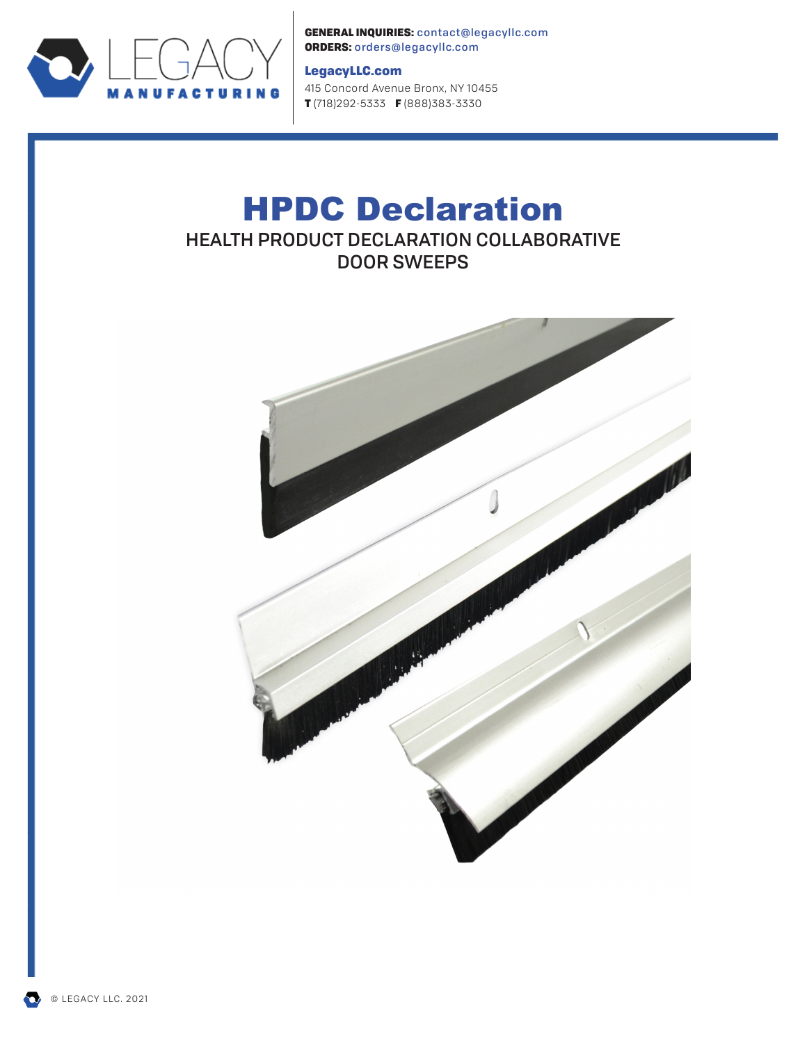LEGACY MANUFACTURING

**GENERAL INQUIRIES:** contact@legacyllc.com
**ORDERS:** orders@legacyllc.com

**LegacyLLC.com**
415 Concord Avenue Bronx, NY 10455
**T** (718)292-5333 **F** (888)383-3330

# HPDC Declaration

HEALTH PRODUCT DECLARATION COLLABORATIVE
DOOR SWEEPS

© LEGACY LLC. 2021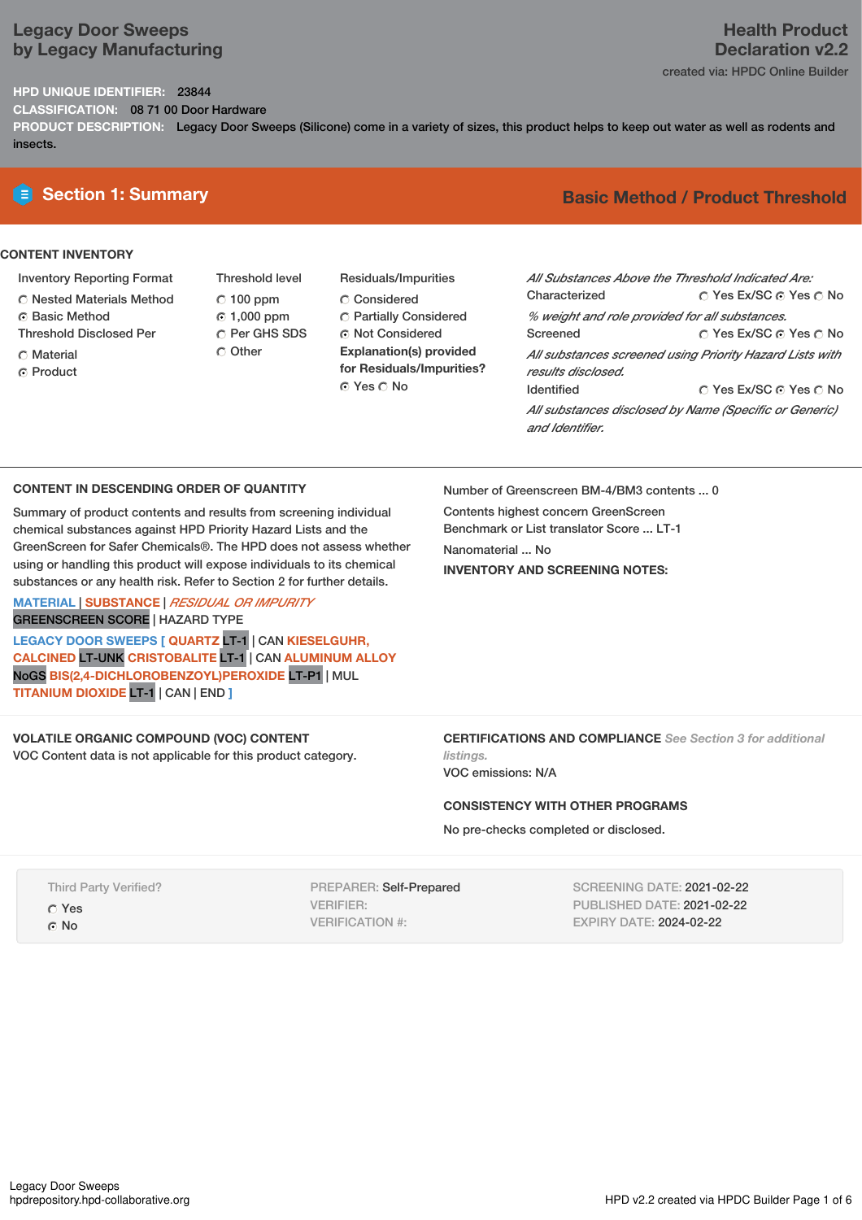# Legacy Door Sweeps
## by Legacy Manufacturing

**Health Product Declaration v2.2**

created via: HPDC Online Builder

**HPD UNIQUE IDENTIFIER:** 23844

**CLASSIFICATION:** 08 71 00 Door Hardware

**PRODUCT DESCRIPTION:** Legacy Door Sweeps (Silicone) come in a variety of sizes, this product helps to keep out water as well as rodents and insects.

## Section 1: Summary

**Basic Method / Product Threshold**

### CONTENT INVENTORY

**Inventory Reporting Format**

- ○ Nested Materials Method
- ◉ Basic Method

**Threshold Disclosed Per**

- ○ Material
- ◉ Product

**Threshold level**

- ○ 100 ppm
- ◉ 1,000 ppm
- ○ Per GHS SDS
- ○ Other

**Residuals/Impurities**

- ○ Considered
- ○ Partially Considered
- ◉ Not Considered

**Explanation(s) provided for Residuals/Impurities?**

◉ Yes ○ No

*All Substances Above the Threshold Indicated Are:*

Characterized ○ Yes Ex/SC ◉ Yes ○ No

*% weight and role provided for all substances.*

Screened ○ Yes Ex/SC ◉ Yes ○ No

*All substances screened using Priority Hazard Lists with results disclosed.*

Identified ○ Yes Ex/SC ◉ Yes ○ No

*All substances disclosed by Name (Specific or Generic) and Identifier.*

### CONTENT IN DESCENDING ORDER OF QUANTITY

Summary of product contents and results from screening individual chemical substances against HPD Priority Hazard Lists and the GreenScreen for Safer Chemicals®. The HPD does not assess whether using or handling this product will expose individuals to its chemical substances or any health risk. Refer to Section 2 for further details.

MATERIAL | SUBSTANCE | *RESIDUAL OR IMPURITY*

GREENSCREEN SCORE | HAZARD TYPE

LEGACY DOOR SWEEPS [ QUARTZ LT-1 | CAN KIESELGUHR, CALCINED LT-UNK CRISTOBALITE LT-1 | CAN ALUMINUM ALLOY NoGS BIS(2,4-DICHLOROBENZOYL)PEROXIDE LT-P1 | MUL TITANIUM DIOXIDE LT-1 | CAN | END ]

Number of Greenscreen BM-4/BM3 contents ... 0

Contents highest concern GreenScreen Benchmark or List translator Score ... LT-1

Nanomaterial ... No

**INVENTORY AND SCREENING NOTES:**

### VOLATILE ORGANIC COMPOUND (VOC) CONTENT

VOC Content data is not applicable for this product category.

### CERTIFICATIONS AND COMPLIANCE *See Section 3 for additional listings.*

VOC emissions: N/A

### CONSISTENCY WITH OTHER PROGRAMS

No pre-checks completed or disclosed.

Third Party Verified?

- ○ Yes
- ◉ No

PREPARER: Self-Prepared

VERIFIER:

VERIFICATION #:

SCREENING DATE: 2021-02-22

PUBLISHED DATE: 2021-02-22

EXPIRY DATE: 2024-02-22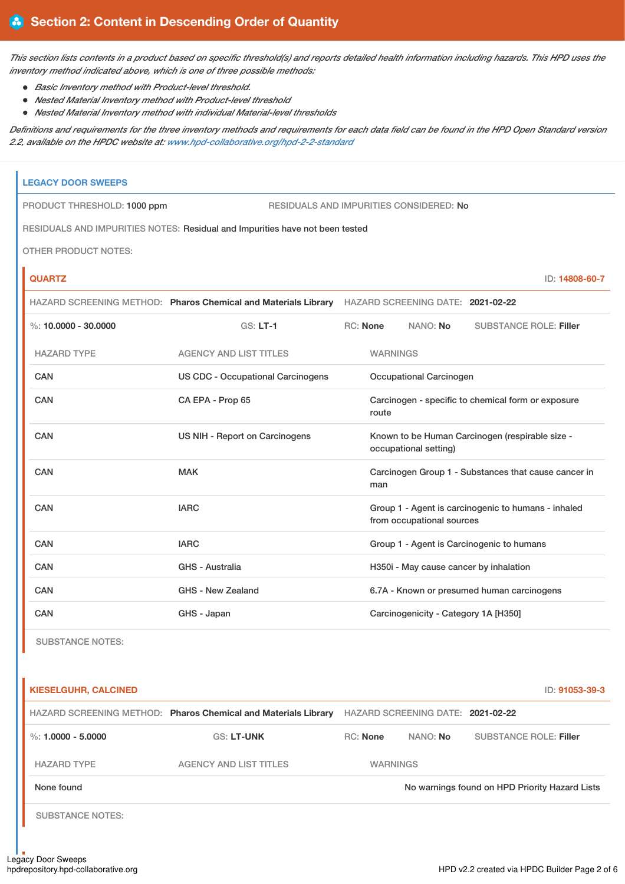## Section 2: Content in Descending Order of Quantity

*This section lists contents in a product based on specific threshold(s) and reports detailed health information including hazards. This HPD uses the inventory method indicated above, which is one of three possible methods:*

- *Basic Inventory method with Product-level threshold.*
- *Nested Material Inventory method with Product-level threshold*
- *Nested Material Inventory method with individual Material-level thresholds*

*Definitions and requirements for the three inventory methods and requirements for each data field can be found in the HPD Open Standard version 2.2, available on the HPDC website at: www.hpd-collaborative.org/hpd-2-2-standard*

### LEGACY DOOR SWEEPS

PRODUCT THRESHOLD: 1000 ppm

RESIDUALS AND IMPURITIES CONSIDERED: No

RESIDUALS AND IMPURITIES NOTES: Residual and Impurities have not been tested

OTHER PRODUCT NOTES:

#### QUARTZ

ID: 14808-60-7

HAZARD SCREENING METHOD: **Pharos Chemical and Materials Library** HAZARD SCREENING DATE: **2021-02-22**

%: **10.0000 - 30.0000** GS: **LT-1** RC: **None** NANO: **No** SUBSTANCE ROLE: **Filler**

| HAZARD TYPE | AGENCY AND LIST TITLES | WARNINGS |
|---|---|---|
| CAN | US CDC - Occupational Carcinogens | Occupational Carcinogen |
| CAN | CA EPA - Prop 65 | Carcinogen - specific to chemical form or exposure route |
| CAN | US NIH - Report on Carcinogens | Known to be Human Carcinogen (respirable size - occupational setting) |
| CAN | MAK | Carcinogen Group 1 - Substances that cause cancer in man |
| CAN | IARC | Group 1 - Agent is carcinogenic to humans - inhaled from occupational sources |
| CAN | IARC | Group 1 - Agent is Carcinogenic to humans |
| CAN | GHS - Australia | H350i - May cause cancer by inhalation |
| CAN | GHS - New Zealand | 6.7A - Known or presumed human carcinogens |
| CAN | GHS - Japan | Carcinogenicity - Category 1A [H350] |

SUBSTANCE NOTES:

#### KIESELGUHR, CALCINED

ID: 91053-39-3

HAZARD SCREENING METHOD: **Pharos Chemical and Materials Library** HAZARD SCREENING DATE: **2021-02-22**

%: **1.0000 - 5.0000** GS: **LT-UNK** RC: **None** NANO: **No** SUBSTANCE ROLE: **Filler**

| HAZARD TYPE | AGENCY AND LIST TITLES | WARNINGS |
|---|---|---|
| None found | | No warnings found on HPD Priority Hazard Lists |

SUBSTANCE NOTES: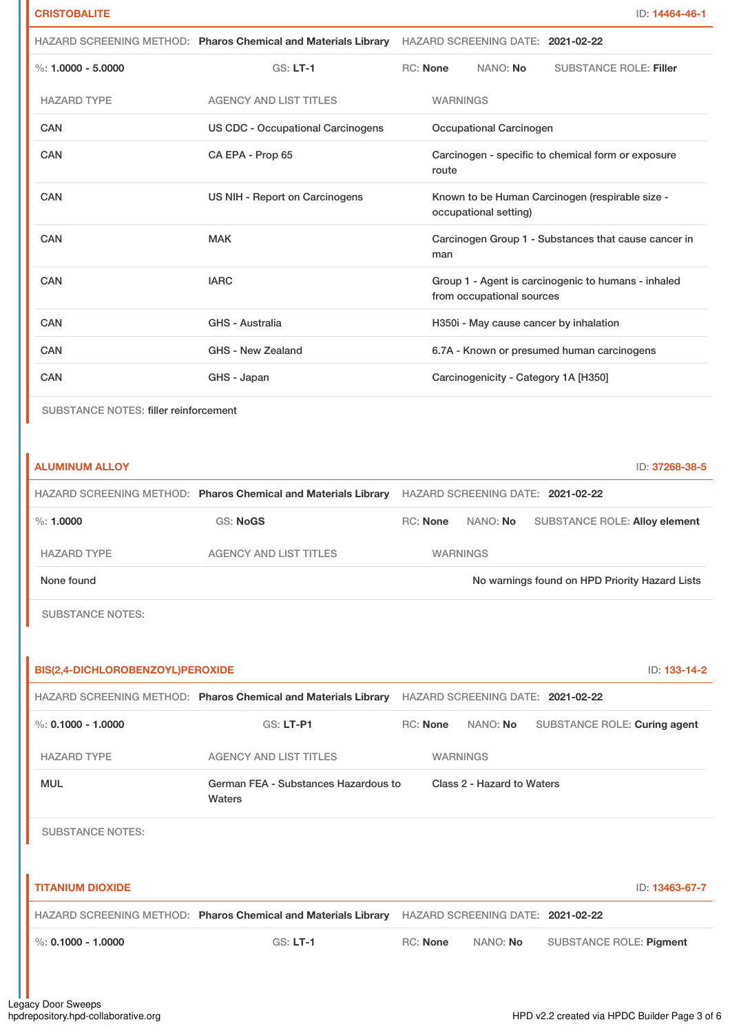## CRISTOBALITE

ID: 14464-46-1

HAZARD SCREENING METHOD: **Pharos Chemical and Materials Library** HAZARD SCREENING DATE: **2021-02-22**

%: **1.0000 - 5.0000** GS: **LT-1** RC: **None** NANO: **No** SUBSTANCE ROLE: **Filler**

| HAZARD TYPE | AGENCY AND LIST TITLES | WARNINGS |
|---|---|---|
| CAN | US CDC - Occupational Carcinogens | Occupational Carcinogen |
| CAN | CA EPA - Prop 65 | Carcinogen - specific to chemical form or exposure route |
| CAN | US NIH - Report on Carcinogens | Known to be Human Carcinogen (respirable size - occupational setting) |
| CAN | MAK | Carcinogen Group 1 - Substances that cause cancer in man |
| CAN | IARC | Group 1 - Agent is carcinogenic to humans - inhaled from occupational sources |
| CAN | GHS - Australia | H350i - May cause cancer by inhalation |
| CAN | GHS - New Zealand | 6.7A - Known or presumed human carcinogens |
| CAN | GHS - Japan | Carcinogenicity - Category 1A [H350] |

SUBSTANCE NOTES: filler reinforcement

## ALUMINUM ALLOY

ID: 37268-38-5

HAZARD SCREENING METHOD: **Pharos Chemical and Materials Library** HAZARD SCREENING DATE: **2021-02-22**

%: **1.0000** GS: **NoGS** RC: **None** NANO: **No** SUBSTANCE ROLE: **Alloy element**

| HAZARD TYPE | AGENCY AND LIST TITLES | WARNINGS |
|---|---|---|
| None found | | No warnings found on HPD Priority Hazard Lists |

SUBSTANCE NOTES:

## BIS(2,4-DICHLOROBENZOYL)PEROXIDE

ID: 133-14-2

HAZARD SCREENING METHOD: **Pharos Chemical and Materials Library** HAZARD SCREENING DATE: **2021-02-22**

%: **0.1000 - 1.0000** GS: **LT-P1** RC: **None** NANO: **No** SUBSTANCE ROLE: **Curing agent**

| HAZARD TYPE | AGENCY AND LIST TITLES | WARNINGS |
|---|---|---|
| MUL | German FEA - Substances Hazardous to Waters | Class 2 - Hazard to Waters |

SUBSTANCE NOTES:

## TITANIUM DIOXIDE

ID: 13463-67-7

HAZARD SCREENING METHOD: **Pharos Chemical and Materials Library** HAZARD SCREENING DATE: **2021-02-22**

%: **0.1000 - 1.0000** GS: **LT-1** RC: **None** NANO: **No** SUBSTANCE ROLE: **Pigment**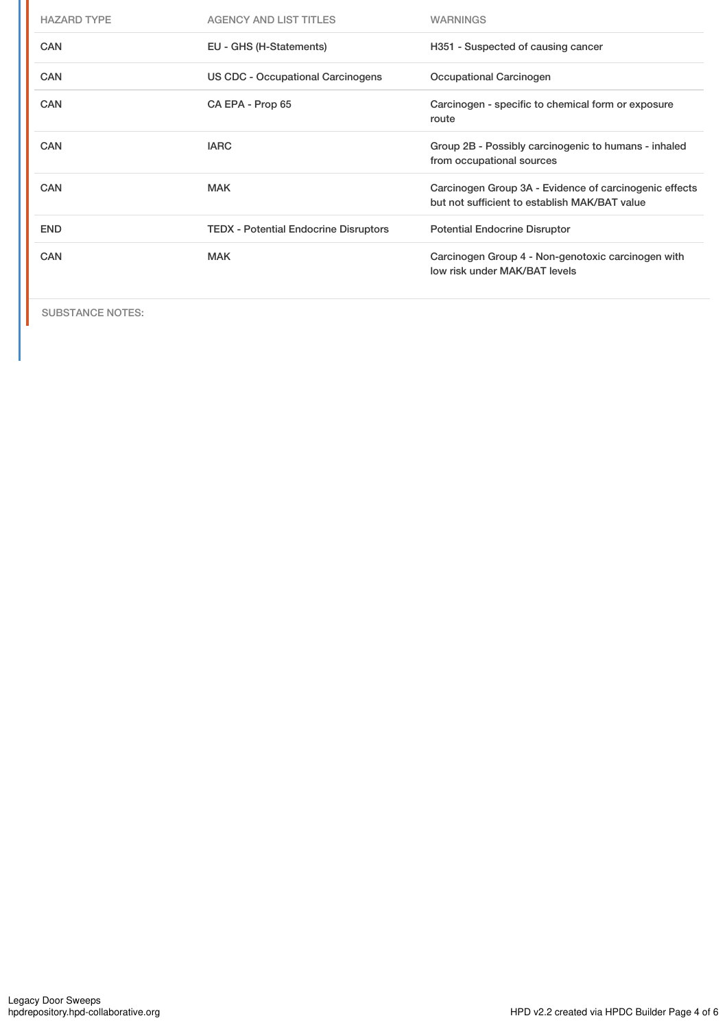| HAZARD TYPE | AGENCY AND LIST TITLES | WARNINGS |
| --- | --- | --- |
| CAN | EU - GHS (H-Statements) | H351 - Suspected of causing cancer |
| CAN | US CDC - Occupational Carcinogens | Occupational Carcinogen |
| CAN | CA EPA - Prop 65 | Carcinogen - specific to chemical form or exposure route |
| CAN | IARC | Group 2B - Possibly carcinogenic to humans - inhaled from occupational sources |
| CAN | MAK | Carcinogen Group 3A - Evidence of carcinogenic effects but not sufficient to establish MAK/BAT value |
| END | TEDX - Potential Endocrine Disruptors | Potential Endocrine Disruptor |
| CAN | MAK | Carcinogen Group 4 - Non-genotoxic carcinogen with low risk under MAK/BAT levels |

SUBSTANCE NOTES: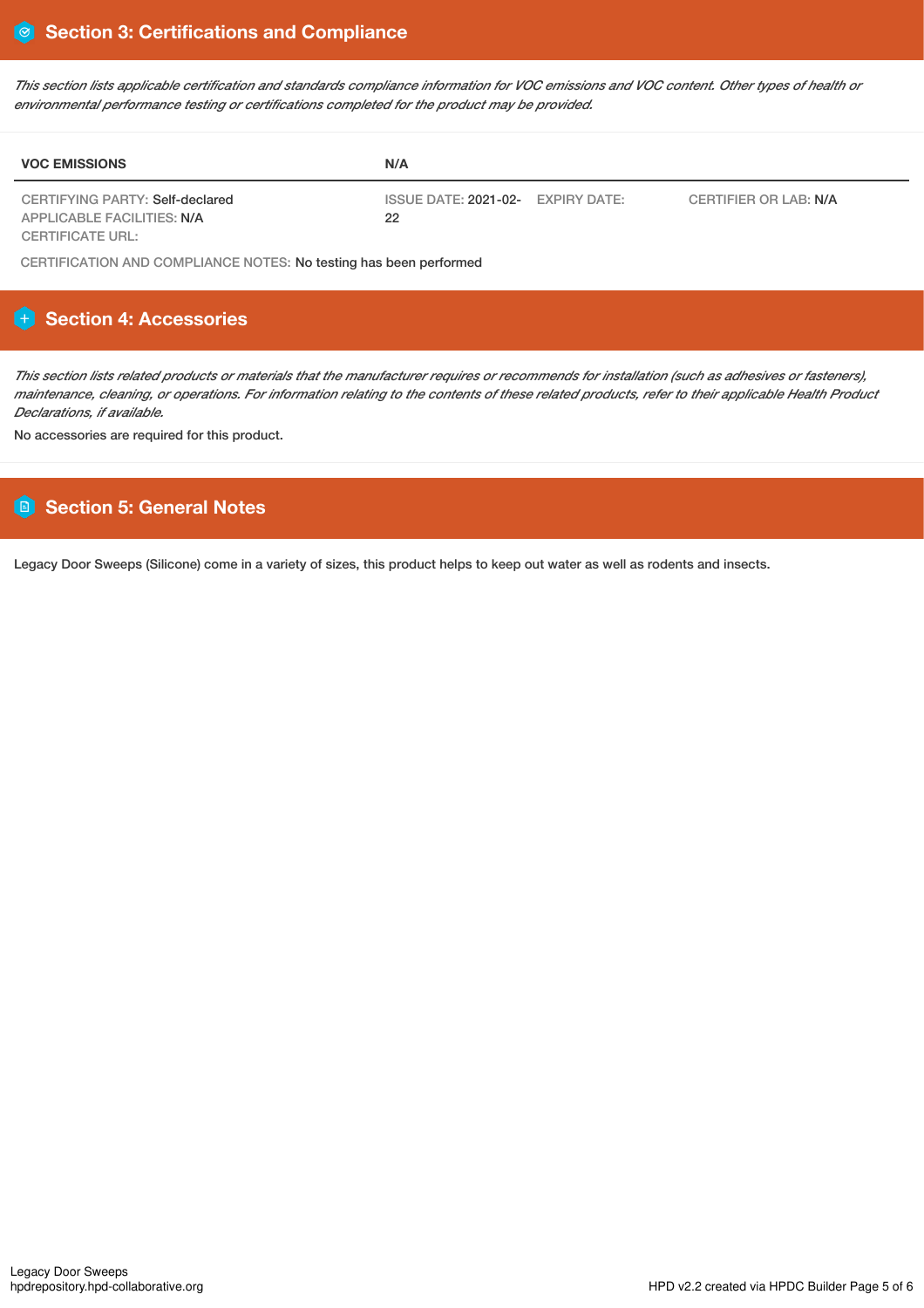## Section 3: Certifications and Compliance

*This section lists applicable certification and standards compliance information for VOC emissions and VOC content. Other types of health or environmental performance testing or certifications completed for the product may be provided.*

| VOC EMISSIONS | N/A | | |
|---|---|---|---|
| CERTIFYING PARTY: Self-declared<br>APPLICABLE FACILITIES: N/A<br>CERTIFICATE URL: | ISSUE DATE: 2021-02-22 | EXPIRY DATE: | CERTIFIER OR LAB: N/A |

CERTIFICATION AND COMPLIANCE NOTES: No testing has been performed

## Section 4: Accessories

*This section lists related products or materials that the manufacturer requires or recommends for installation (such as adhesives or fasteners), maintenance, cleaning, or operations. For information relating to the contents of these related products, refer to their applicable Health Product Declarations, if available.*

No accessories are required for this product.

## Section 5: General Notes

Legacy Door Sweeps (Silicone) come in a variety of sizes, this product helps to keep out water as well as rodents and insects.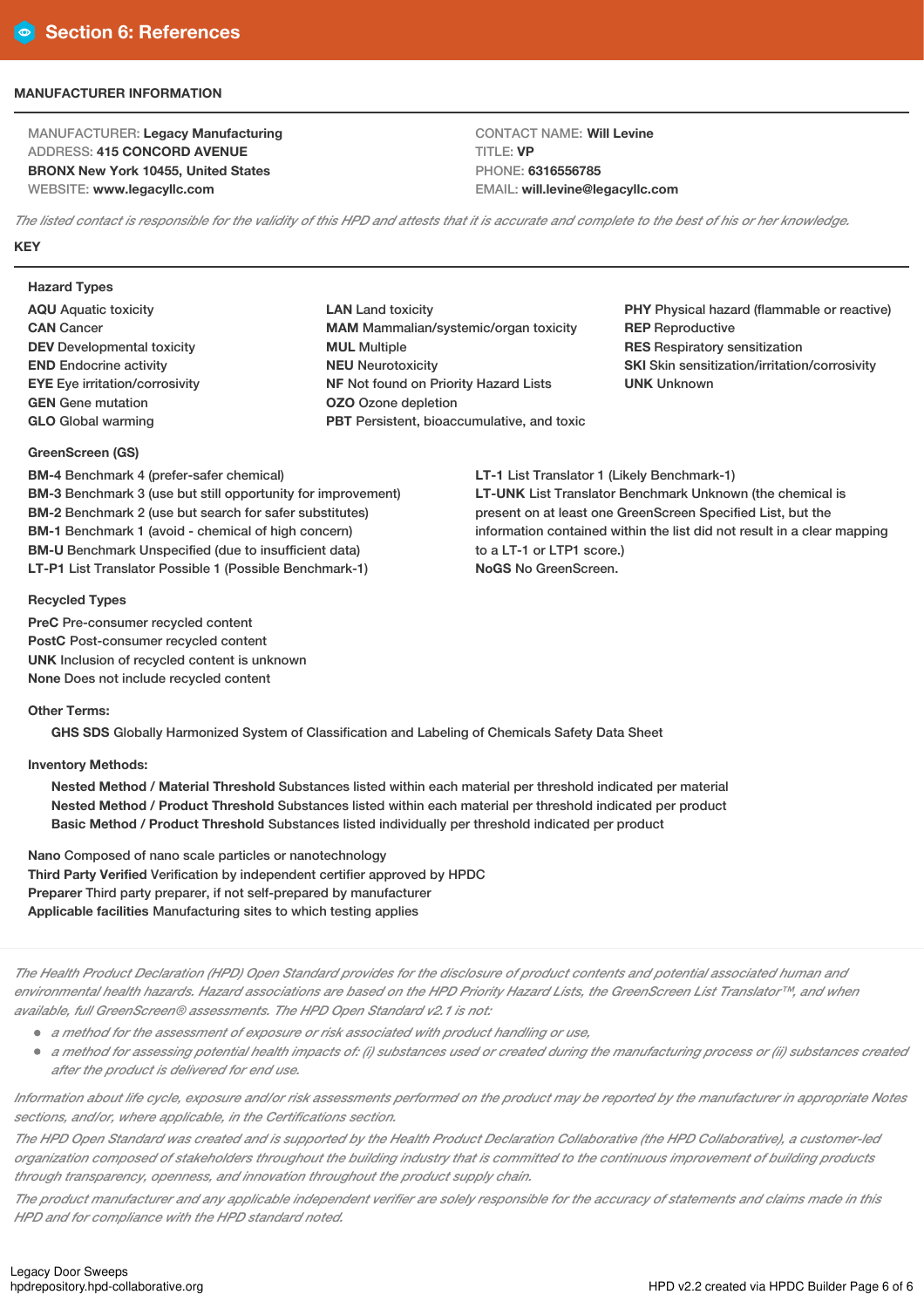## Section 6: References

### MANUFACTURER INFORMATION

MANUFACTURER: **Legacy Manufacturing**
ADDRESS: **415 CONCORD AVENUE**
**BRONX New York 10455, United States**
WEBSITE: **www.legacyllc.com**

CONTACT NAME: **Will Levine**
TITLE: **VP**
PHONE: **6316556785**
EMAIL: **will.levine@legacyllc.com**

*The listed contact is responsible for the validity of this HPD and attests that it is accurate and complete to the best of his or her knowledge.*

### KEY

**Hazard Types**

**AQU** Aquatic toxicity
**CAN** Cancer
**DEV** Developmental toxicity
**END** Endocrine activity
**EYE** Eye irritation/corrosivity
**GEN** Gene mutation
**GLO** Global warming
**LAN** Land toxicity
**MAM** Mammalian/systemic/organ toxicity
**MUL** Multiple
**NEU** Neurotoxicity
**NF** Not found on Priority Hazard Lists
**OZO** Ozone depletion
**PBT** Persistent, bioaccumulative, and toxic
**PHY** Physical hazard (flammable or reactive)
**REP** Reproductive
**RES** Respiratory sensitization
**SKI** Skin sensitization/irritation/corrosivity
**UNK** Unknown

**GreenScreen (GS)**

**BM-4** Benchmark 4 (prefer-safer chemical)
**BM-3** Benchmark 3 (use but still opportunity for improvement)
**BM-2** Benchmark 2 (use but search for safer substitutes)
**BM-1** Benchmark 1 (avoid - chemical of high concern)
**BM-U** Benchmark Unspecified (due to insufficient data)
**LT-P1** List Translator Possible 1 (Possible Benchmark-1)
**LT-1** List Translator 1 (Likely Benchmark-1)
**LT-UNK** List Translator Benchmark Unknown (the chemical is present on at least one GreenScreen Specified List, but the information contained within the list did not result in a clear mapping to a LT-1 or LTP1 score.)
**NoGS** No GreenScreen.

**Recycled Types**

**PreC** Pre-consumer recycled content
**PostC** Post-consumer recycled content
**UNK** Inclusion of recycled content is unknown
**None** Does not include recycled content

**Other Terms:**

**GHS SDS** Globally Harmonized System of Classification and Labeling of Chemicals Safety Data Sheet

**Inventory Methods:**

**Nested Method / Material Threshold** Substances listed within each material per threshold indicated per material
**Nested Method / Product Threshold** Substances listed within each material per threshold indicated per product
**Basic Method / Product Threshold** Substances listed individually per threshold indicated per product

**Nano** Composed of nano scale particles or nanotechnology
**Third Party Verified** Verification by independent certifier approved by HPDC
**Preparer** Third party preparer, if not self-prepared by manufacturer
**Applicable facilities** Manufacturing sites to which testing applies

*The Health Product Declaration (HPD) Open Standard provides for the disclosure of product contents and potential associated human and environmental health hazards. Hazard associations are based on the HPD Priority Hazard Lists, the GreenScreen List Translator™, and when available, full GreenScreen® assessments. The HPD Open Standard v2.1 is not:*

- *a method for the assessment of exposure or risk associated with product handling or use,*
- *a method for assessing potential health impacts of: (i) substances used or created during the manufacturing process or (ii) substances created after the product is delivered for end use.*

*Information about life cycle, exposure and/or risk assessments performed on the product may be reported by the manufacturer in appropriate Notes sections, and/or, where applicable, in the Certifications section.*

*The HPD Open Standard was created and is supported by the Health Product Declaration Collaborative (the HPD Collaborative), a customer-led organization composed of stakeholders throughout the building industry that is committed to the continuous improvement of building products through transparency, openness, and innovation throughout the product supply chain.*

*The product manufacturer and any applicable independent verifier are solely responsible for the accuracy of statements and claims made in this HPD and for compliance with the HPD standard noted.*